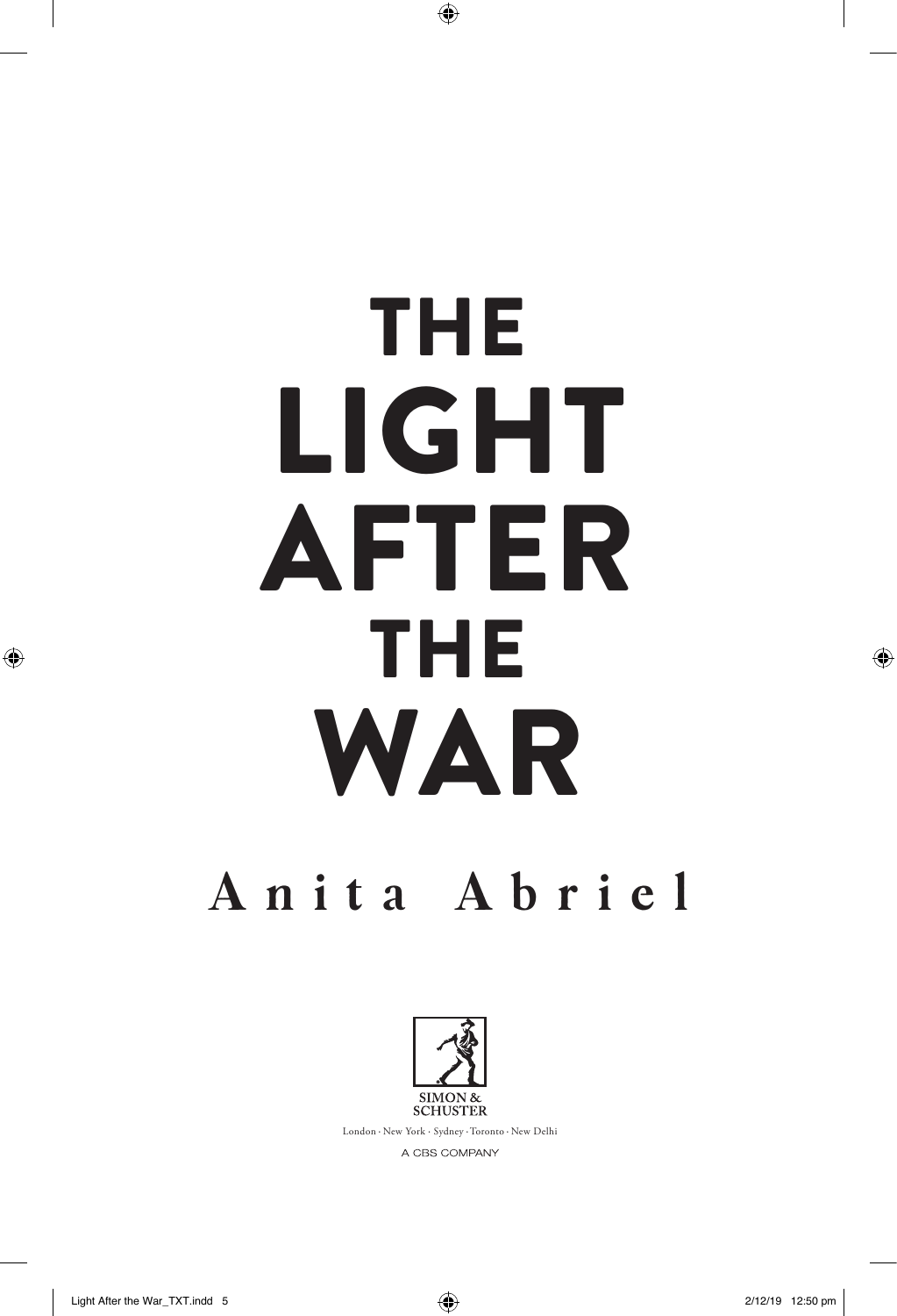# THE LIGHT AFTER THE WAR

## Anita Abriel

SIMON & SCHUSTER

London · New York · Sydney · Toronto · New Delhi

A CBS COMPANY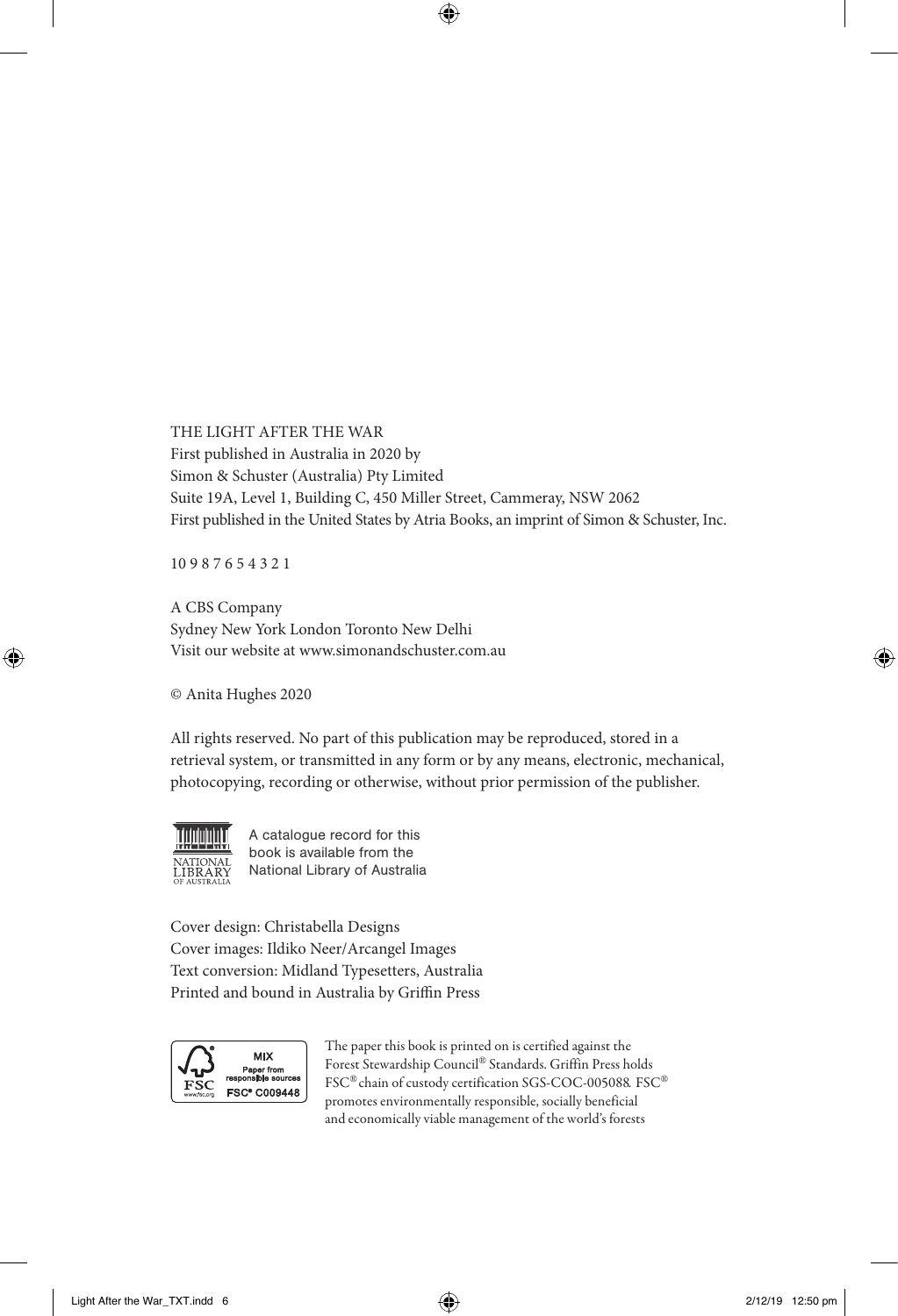THE LIGHT AFTER THE WAR
First published in Australia in 2020 by
Simon & Schuster (Australia) Pty Limited
Suite 19A, Level 1, Building C, 450 Miller Street, Cammeray, NSW 2062
First published in the United States by Atria Books, an imprint of Simon & Schuster, Inc.

10 9 8 7 6 5 4 3 2 1

A CBS Company
Sydney New York London Toronto New Delhi
Visit our website at www.simonandschuster.com.au

© Anita Hughes 2020

All rights reserved. No part of this publication may be reproduced, stored in a retrieval system, or transmitted in any form or by any means, electronic, mechanical, photocopying, recording or otherwise, without prior permission of the publisher.

A catalogue record for this book is available from the National Library of Australia

Cover design: Christabella Designs
Cover images: Ildiko Neer/Arcangel Images
Text conversion: Midland Typesetters, Australia
Printed and bound in Australia by Griffin Press

MIX
Paper from responsible sources
FSC® C009448

The paper this book is printed on is certified against the Forest Stewardship Council® Standards. Griffin Press holds FSC® chain of custody certification SGS-COC-005088. FSC® promotes environmentally responsible, socially beneficial and economically viable management of the world's forests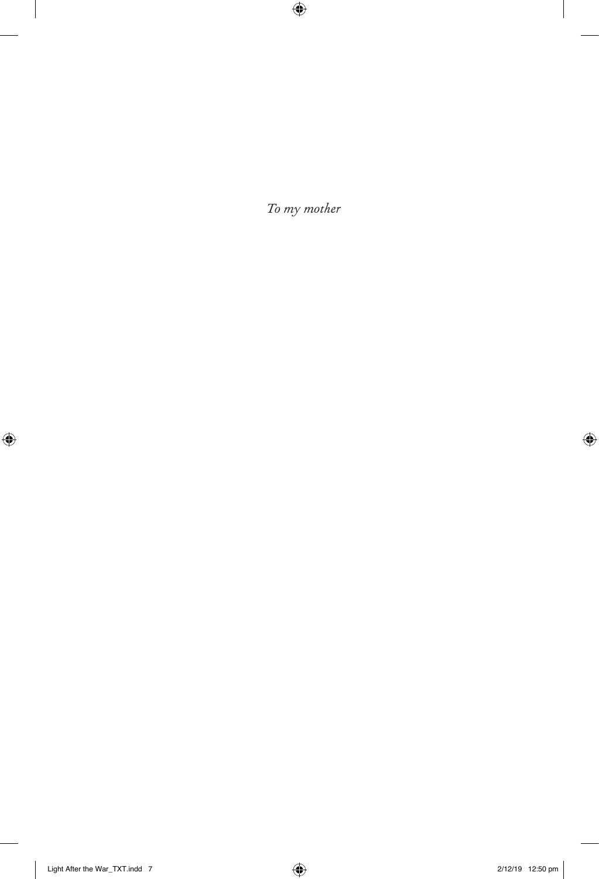*To my mother*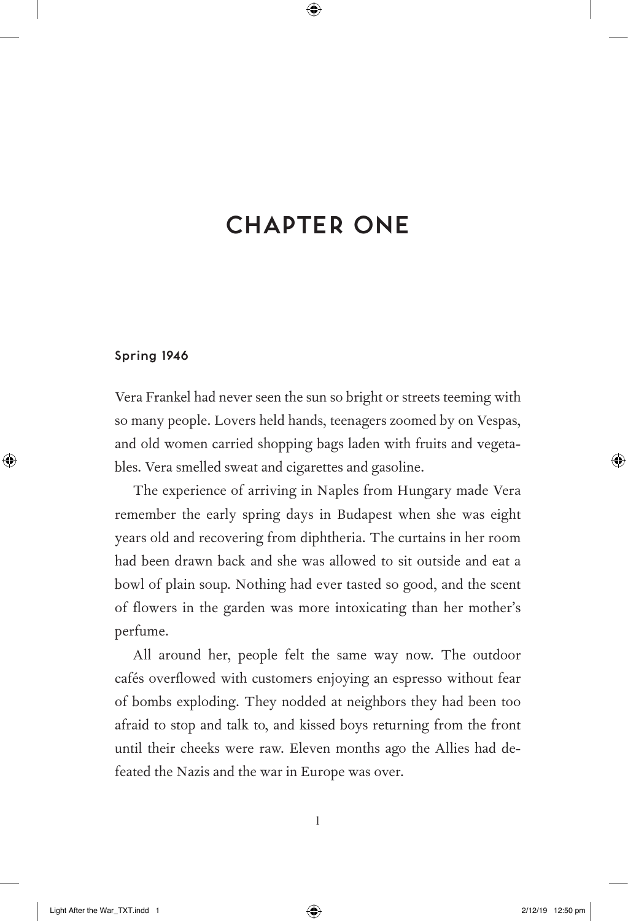# CHAPTER ONE

**Spring 1946**

Vera Frankel had never seen the sun so bright or streets teeming with so many people. Lovers held hands, teenagers zoomed by on Vespas, and old women carried shopping bags laden with fruits and vegetables. Vera smelled sweat and cigarettes and gasoline.

The experience of arriving in Naples from Hungary made Vera remember the early spring days in Budapest when she was eight years old and recovering from diphtheria. The curtains in her room had been drawn back and she was allowed to sit outside and eat a bowl of plain soup. Nothing had ever tasted so good, and the scent of flowers in the garden was more intoxicating than her mother's perfume.

All around her, people felt the same way now. The outdoor cafés overflowed with customers enjoying an espresso without fear of bombs exploding. They nodded at neighbors they had been too afraid to stop and talk to, and kissed boys returning from the front until their cheeks were raw. Eleven months ago the Allies had defeated the Nazis and the war in Europe was over.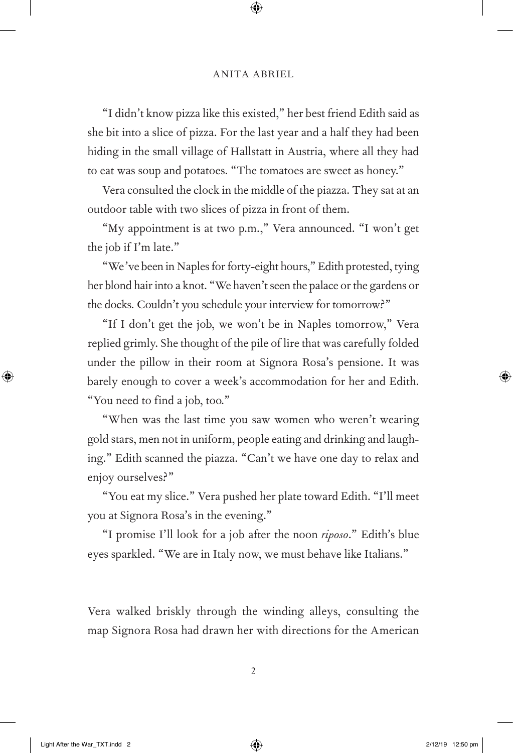"I didn't know pizza like this existed," her best friend Edith said as she bit into a slice of pizza. For the last year and a half they had been hiding in the small village of Hallstatt in Austria, where all they had to eat was soup and potatoes. "The tomatoes are sweet as honey."

Vera consulted the clock in the middle of the piazza. They sat at an outdoor table with two slices of pizza in front of them.

"My appointment is at two p.m.," Vera announced. "I won't get the job if I'm late."

"We've been in Naples for forty-eight hours," Edith protested, tying her blond hair into a knot. "We haven't seen the palace or the gardens or the docks. Couldn't you schedule your interview for tomorrow?"

"If I don't get the job, we won't be in Naples tomorrow," Vera replied grimly. She thought of the pile of lire that was carefully folded under the pillow in their room at Signora Rosa's pensione. It was barely enough to cover a week's accommodation for her and Edith. "You need to find a job, too."

"When was the last time you saw women who weren't wearing gold stars, men not in uniform, people eating and drinking and laughing." Edith scanned the piazza. "Can't we have one day to relax and enjoy ourselves?"

"You eat my slice." Vera pushed her plate toward Edith. "I'll meet you at Signora Rosa's in the evening."

"I promise I'll look for a job after the noon *riposo*." Edith's blue eyes sparkled. "We are in Italy now, we must behave like Italians."

Vera walked briskly through the winding alleys, consulting the map Signora Rosa had drawn her with directions for the American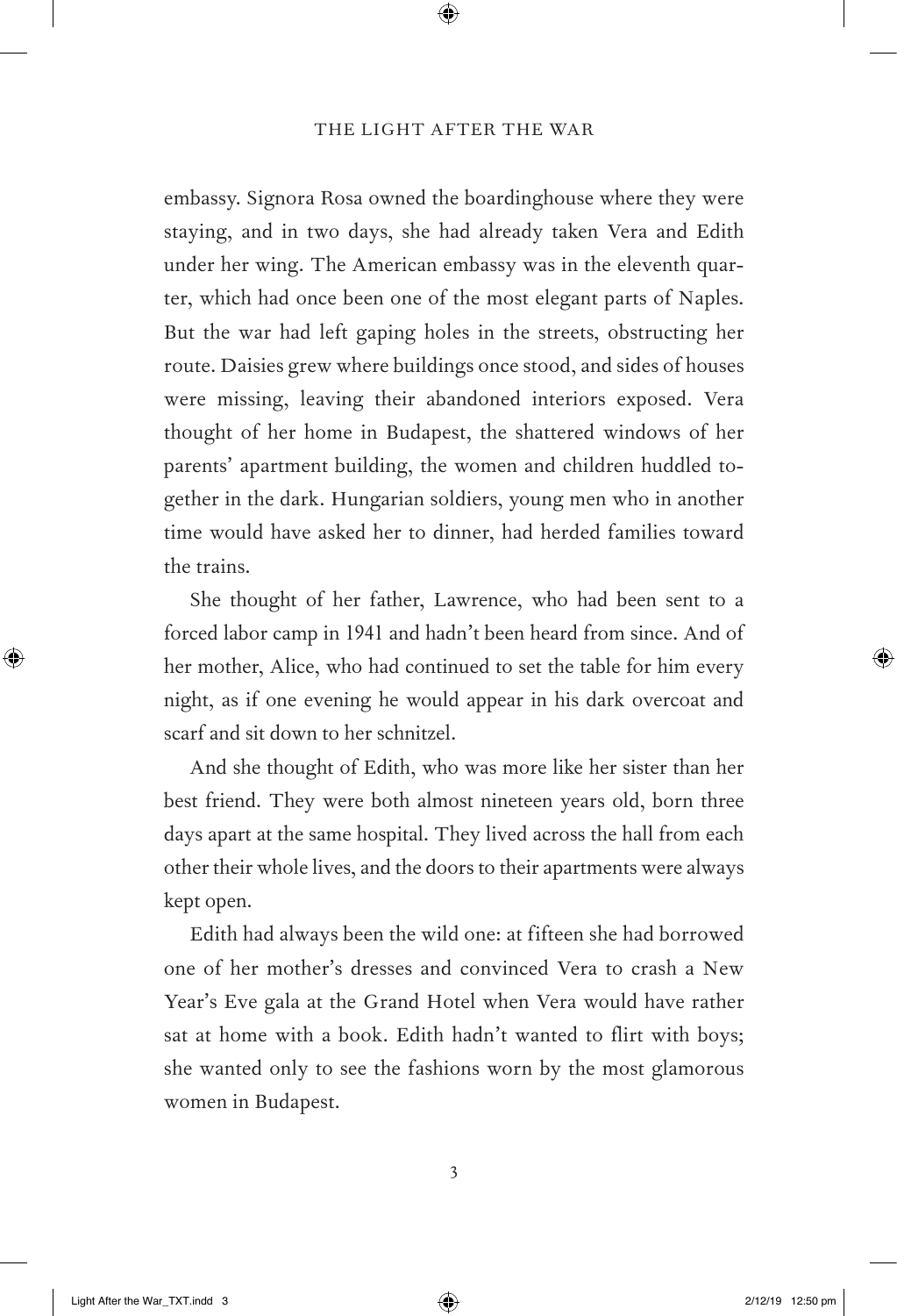embassy. Signora Rosa owned the boardinghouse where they were staying, and in two days, she had already taken Vera and Edith under her wing. The American embassy was in the eleventh quarter, which had once been one of the most elegant parts of Naples. But the war had left gaping holes in the streets, obstructing her route. Daisies grew where buildings once stood, and sides of houses were missing, leaving their abandoned interiors exposed. Vera thought of her home in Budapest, the shattered windows of her parents' apartment building, the women and children huddled together in the dark. Hungarian soldiers, young men who in another time would have asked her to dinner, had herded families toward the trains.

She thought of her father, Lawrence, who had been sent to a forced labor camp in 1941 and hadn't been heard from since. And of her mother, Alice, who had continued to set the table for him every night, as if one evening he would appear in his dark overcoat and scarf and sit down to her schnitzel.

And she thought of Edith, who was more like her sister than her best friend. They were both almost nineteen years old, born three days apart at the same hospital. They lived across the hall from each other their whole lives, and the doors to their apartments were always kept open.

Edith had always been the wild one: at fifteen she had borrowed one of her mother's dresses and convinced Vera to crash a New Year's Eve gala at the Grand Hotel when Vera would have rather sat at home with a book. Edith hadn't wanted to flirt with boys; she wanted only to see the fashions worn by the most glamorous women in Budapest.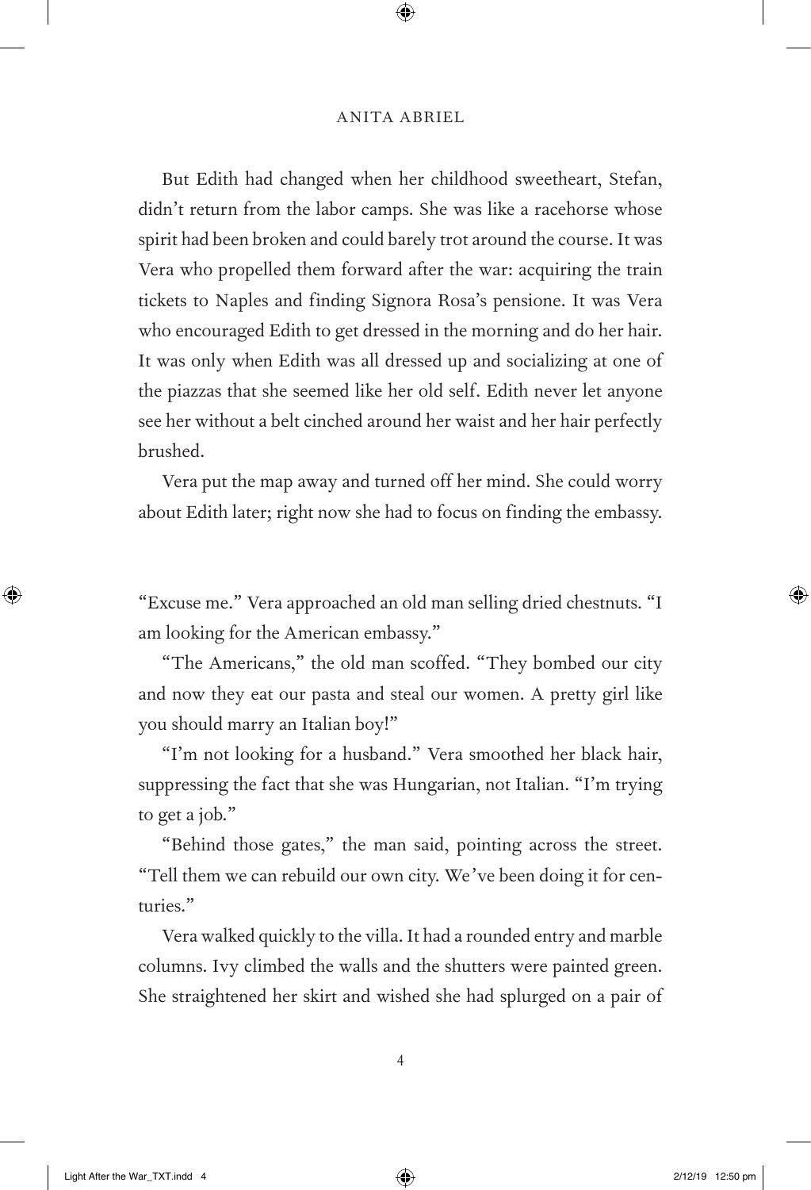But Edith had changed when her childhood sweetheart, Stefan, didn't return from the labor camps. She was like a racehorse whose spirit had been broken and could barely trot around the course. It was Vera who propelled them forward after the war: acquiring the train tickets to Naples and finding Signora Rosa's pensione. It was Vera who encouraged Edith to get dressed in the morning and do her hair. It was only when Edith was all dressed up and socializing at one of the piazzas that she seemed like her old self. Edith never let anyone see her without a belt cinched around her waist and her hair perfectly brushed.

Vera put the map away and turned off her mind. She could worry about Edith later; right now she had to focus on finding the embassy.

"Excuse me." Vera approached an old man selling dried chestnuts. "I am looking for the American embassy."

"The Americans," the old man scoffed. "They bombed our city and now they eat our pasta and steal our women. A pretty girl like you should marry an Italian boy!"

"I'm not looking for a husband." Vera smoothed her black hair, suppressing the fact that she was Hungarian, not Italian. "I'm trying to get a job."

"Behind those gates," the man said, pointing across the street. "Tell them we can rebuild our own city. We've been doing it for centuries."

Vera walked quickly to the villa. It had a rounded entry and marble columns. Ivy climbed the walls and the shutters were painted green. She straightened her skirt and wished she had splurged on a pair of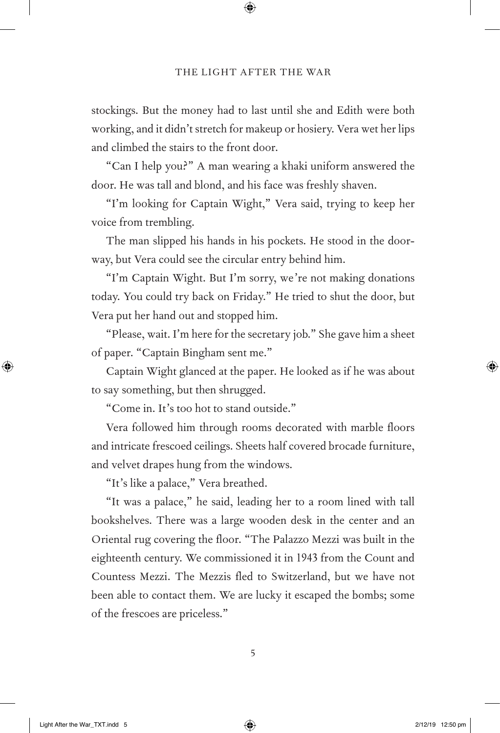stockings. But the money had to last until she and Edith were both working, and it didn't stretch for makeup or hosiery. Vera wet her lips and climbed the stairs to the front door.

"Can I help you?" A man wearing a khaki uniform answered the door. He was tall and blond, and his face was freshly shaven.

"I'm looking for Captain Wight," Vera said, trying to keep her voice from trembling.

The man slipped his hands in his pockets. He stood in the doorway, but Vera could see the circular entry behind him.

"I'm Captain Wight. But I'm sorry, we're not making donations today. You could try back on Friday." He tried to shut the door, but Vera put her hand out and stopped him.

"Please, wait. I'm here for the secretary job." She gave him a sheet of paper. "Captain Bingham sent me."

Captain Wight glanced at the paper. He looked as if he was about to say something, but then shrugged.

"Come in. It's too hot to stand outside."

Vera followed him through rooms decorated with marble floors and intricate frescoed ceilings. Sheets half covered brocade furniture, and velvet drapes hung from the windows.

"It's like a palace," Vera breathed.

"It was a palace," he said, leading her to a room lined with tall bookshelves. There was a large wooden desk in the center and an Oriental rug covering the floor. "The Palazzo Mezzi was built in the eighteenth century. We commissioned it in 1943 from the Count and Countess Mezzi. The Mezzis fled to Switzerland, but we have not been able to contact them. We are lucky it escaped the bombs; some of the frescoes are priceless."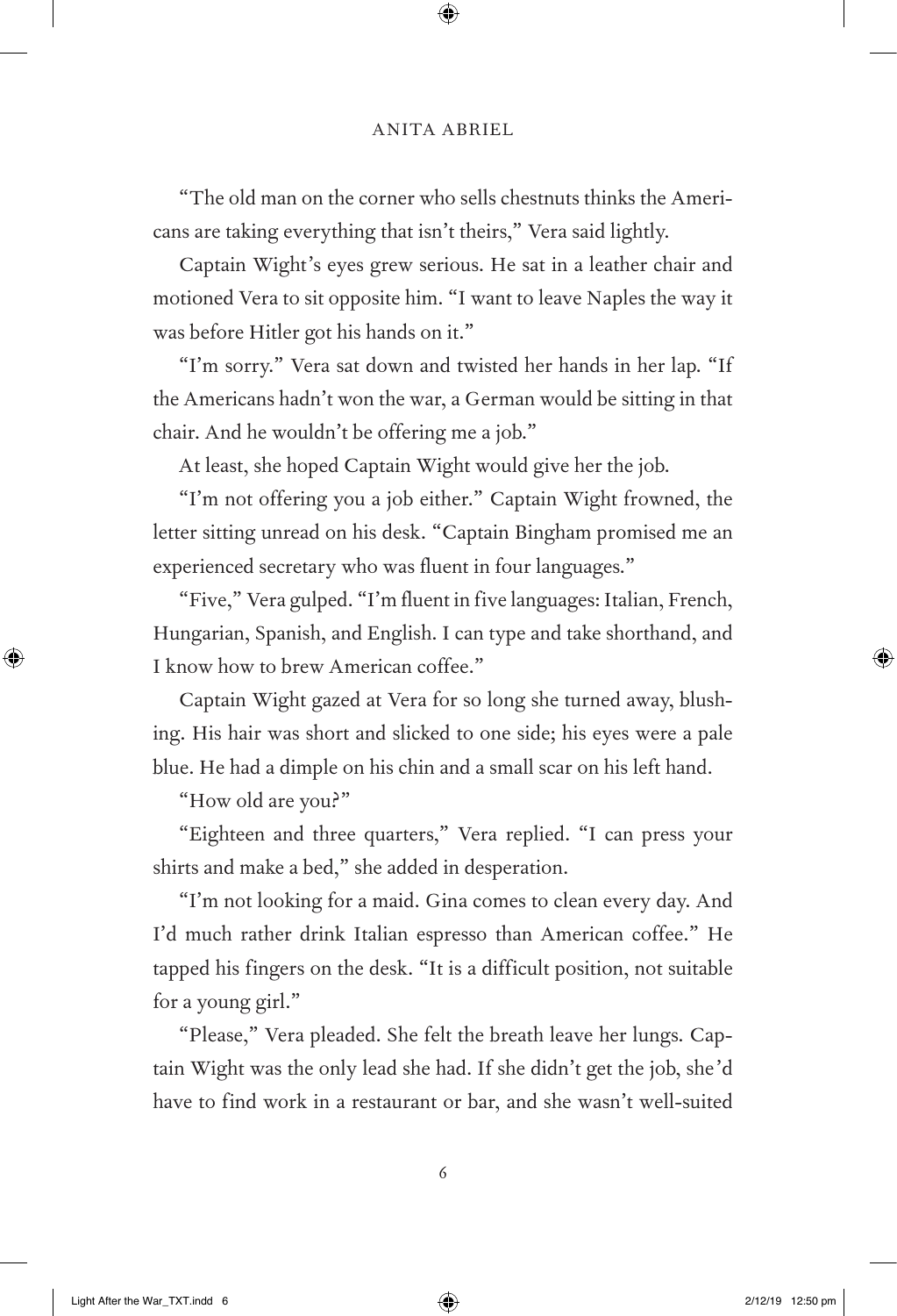"The old man on the corner who sells chestnuts thinks the Americans are taking everything that isn't theirs," Vera said lightly.

Captain Wight's eyes grew serious. He sat in a leather chair and motioned Vera to sit opposite him. "I want to leave Naples the way it was before Hitler got his hands on it."

"I'm sorry." Vera sat down and twisted her hands in her lap. "If the Americans hadn't won the war, a German would be sitting in that chair. And he wouldn't be offering me a job."

At least, she hoped Captain Wight would give her the job.

"I'm not offering you a job either." Captain Wight frowned, the letter sitting unread on his desk. "Captain Bingham promised me an experienced secretary who was fluent in four languages."

"Five," Vera gulped. "I'm fluent in five languages: Italian, French, Hungarian, Spanish, and English. I can type and take shorthand, and I know how to brew American coffee."

Captain Wight gazed at Vera for so long she turned away, blushing. His hair was short and slicked to one side; his eyes were a pale blue. He had a dimple on his chin and a small scar on his left hand.

"How old are you?"

"Eighteen and three quarters," Vera replied. "I can press your shirts and make a bed," she added in desperation.

"I'm not looking for a maid. Gina comes to clean every day. And I'd much rather drink Italian espresso than American coffee." He tapped his fingers on the desk. "It is a difficult position, not suitable for a young girl."

"Please," Vera pleaded. She felt the breath leave her lungs. Captain Wight was the only lead she had. If she didn't get the job, she'd have to find work in a restaurant or bar, and she wasn't well-suited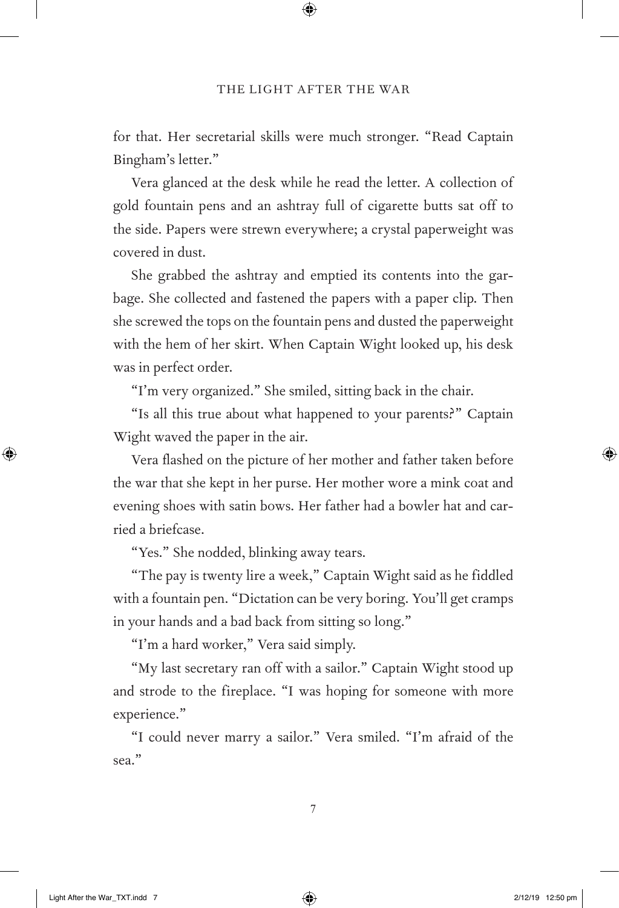for that. Her secretarial skills were much stronger. "Read Captain Bingham's letter."

Vera glanced at the desk while he read the letter. A collection of gold fountain pens and an ashtray full of cigarette butts sat off to the side. Papers were strewn everywhere; a crystal paperweight was covered in dust.

She grabbed the ashtray and emptied its contents into the garbage. She collected and fastened the papers with a paper clip. Then she screwed the tops on the fountain pens and dusted the paperweight with the hem of her skirt. When Captain Wight looked up, his desk was in perfect order.

"I'm very organized." She smiled, sitting back in the chair.

"Is all this true about what happened to your parents?" Captain Wight waved the paper in the air.

Vera flashed on the picture of her mother and father taken before the war that she kept in her purse. Her mother wore a mink coat and evening shoes with satin bows. Her father had a bowler hat and carried a briefcase.

"Yes." She nodded, blinking away tears.

"The pay is twenty lire a week," Captain Wight said as he fiddled with a fountain pen. "Dictation can be very boring. You'll get cramps in your hands and a bad back from sitting so long."

"I'm a hard worker," Vera said simply.

"My last secretary ran off with a sailor." Captain Wight stood up and strode to the fireplace. "I was hoping for someone with more experience."

"I could never marry a sailor." Vera smiled. "I'm afraid of the sea."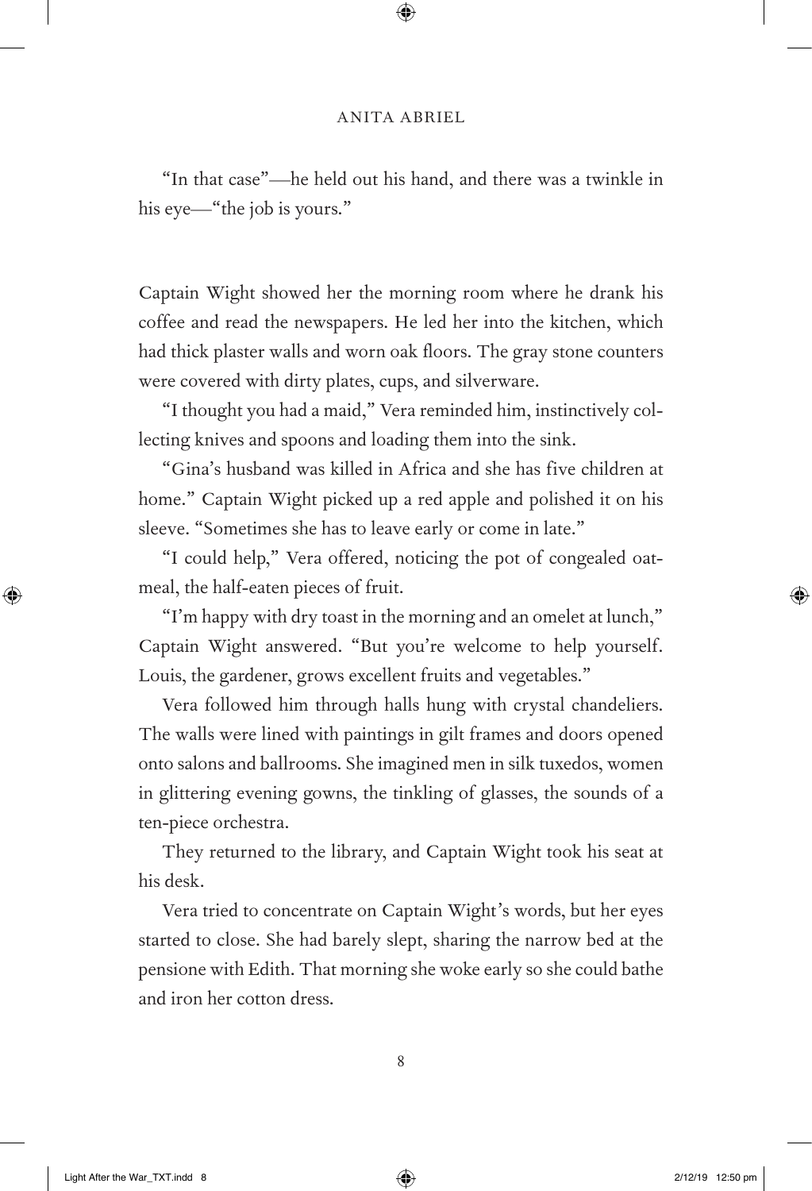"In that case"—he held out his hand, and there was a twinkle in his eye—"the job is yours."

Captain Wight showed her the morning room where he drank his coffee and read the newspapers. He led her into the kitchen, which had thick plaster walls and worn oak floors. The gray stone counters were covered with dirty plates, cups, and silverware.

"I thought you had a maid," Vera reminded him, instinctively collecting knives and spoons and loading them into the sink.

"Gina's husband was killed in Africa and she has five children at home." Captain Wight picked up a red apple and polished it on his sleeve. "Sometimes she has to leave early or come in late."

"I could help," Vera offered, noticing the pot of congealed oatmeal, the half-eaten pieces of fruit.

"I'm happy with dry toast in the morning and an omelet at lunch," Captain Wight answered. "But you're welcome to help yourself. Louis, the gardener, grows excellent fruits and vegetables."

Vera followed him through halls hung with crystal chandeliers. The walls were lined with paintings in gilt frames and doors opened onto salons and ballrooms. She imagined men in silk tuxedos, women in glittering evening gowns, the tinkling of glasses, the sounds of a ten-piece orchestra.

They returned to the library, and Captain Wight took his seat at his desk.

Vera tried to concentrate on Captain Wight's words, but her eyes started to close. She had barely slept, sharing the narrow bed at the pensione with Edith. That morning she woke early so she could bathe and iron her cotton dress.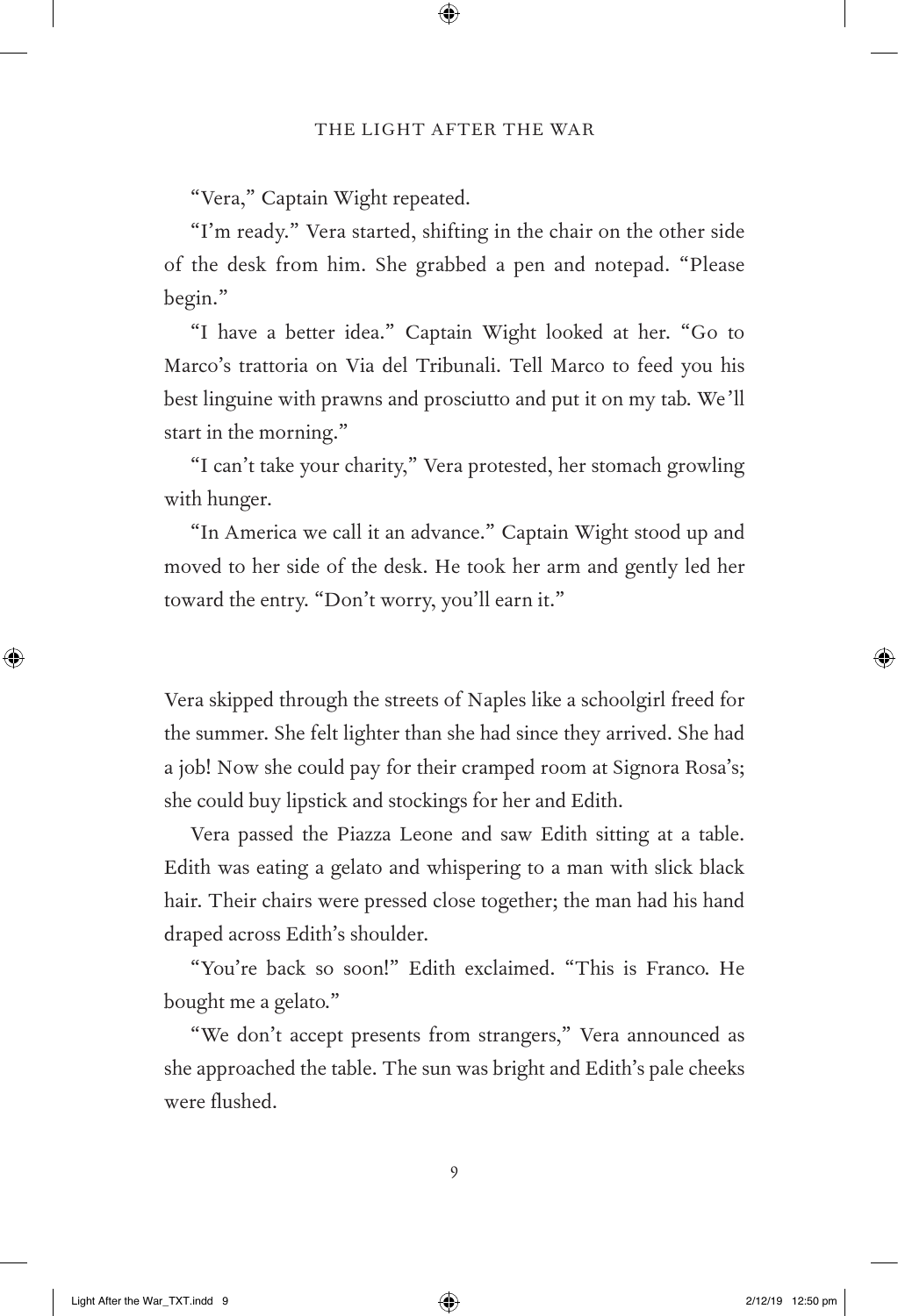"Vera," Captain Wight repeated.

"I'm ready." Vera started, shifting in the chair on the other side of the desk from him. She grabbed a pen and notepad. "Please begin."

"I have a better idea." Captain Wight looked at her. "Go to Marco's trattoria on Via del Tribunali. Tell Marco to feed you his best linguine with prawns and prosciutto and put it on my tab. We'll start in the morning."

"I can't take your charity," Vera protested, her stomach growling with hunger.

"In America we call it an advance." Captain Wight stood up and moved to her side of the desk. He took her arm and gently led her toward the entry. "Don't worry, you'll earn it."

Vera skipped through the streets of Naples like a schoolgirl freed for the summer. She felt lighter than she had since they arrived. She had a job! Now she could pay for their cramped room at Signora Rosa's; she could buy lipstick and stockings for her and Edith.

Vera passed the Piazza Leone and saw Edith sitting at a table. Edith was eating a gelato and whispering to a man with slick black hair. Their chairs were pressed close together; the man had his hand draped across Edith's shoulder.

"You're back so soon!" Edith exclaimed. "This is Franco. He bought me a gelato."

"We don't accept presents from strangers," Vera announced as she approached the table. The sun was bright and Edith's pale cheeks were flushed.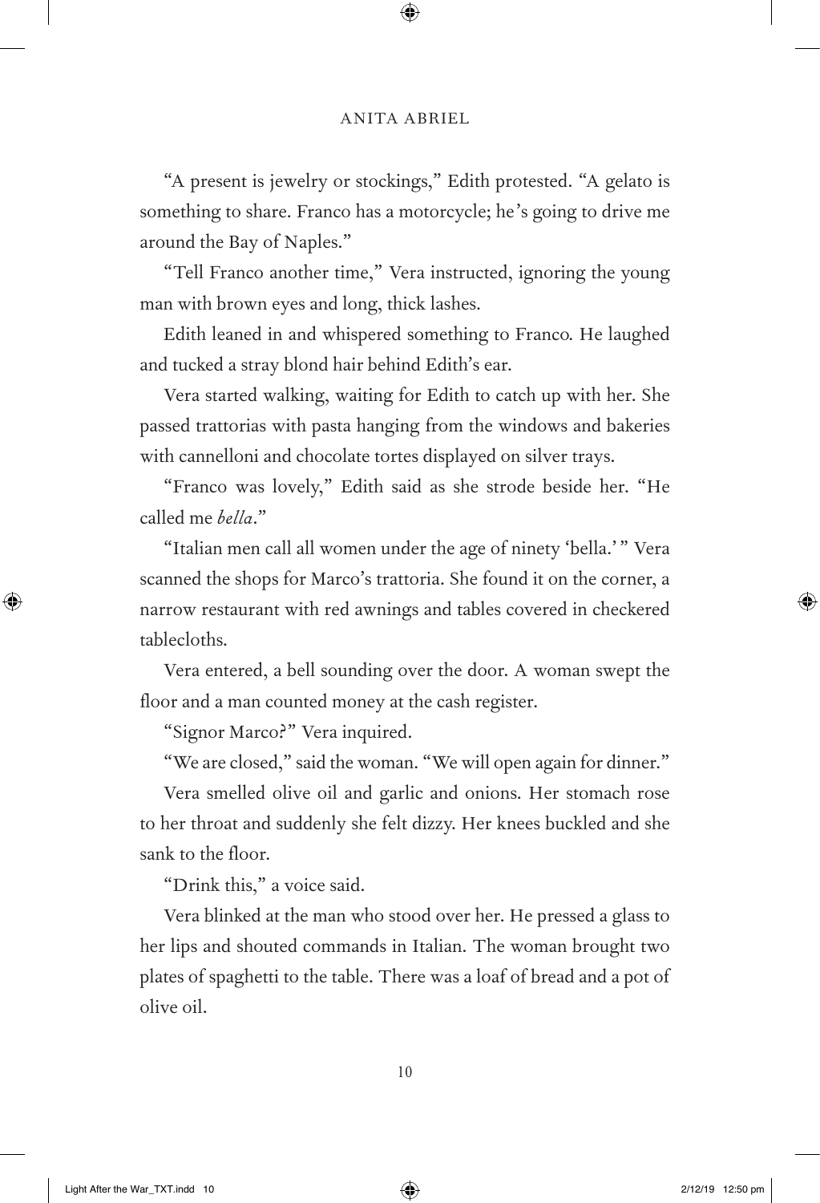"A present is jewelry or stockings," Edith protested. "A gelato is something to share. Franco has a motorcycle; he's going to drive me around the Bay of Naples."

"Tell Franco another time," Vera instructed, ignoring the young man with brown eyes and long, thick lashes.

Edith leaned in and whispered something to Franco. He laughed and tucked a stray blond hair behind Edith's ear.

Vera started walking, waiting for Edith to catch up with her. She passed trattorias with pasta hanging from the windows and bakeries with cannelloni and chocolate tortes displayed on silver trays.

"Franco was lovely," Edith said as she strode beside her. "He called me *bella*."

"Italian men call all women under the age of ninety 'bella.' " Vera scanned the shops for Marco's trattoria. She found it on the corner, a narrow restaurant with red awnings and tables covered in checkered tablecloths.

Vera entered, a bell sounding over the door. A woman swept the floor and a man counted money at the cash register.

"Signor Marco?" Vera inquired.

"We are closed," said the woman. "We will open again for dinner."

Vera smelled olive oil and garlic and onions. Her stomach rose to her throat and suddenly she felt dizzy. Her knees buckled and she sank to the floor.

"Drink this," a voice said.

Vera blinked at the man who stood over her. He pressed a glass to her lips and shouted commands in Italian. The woman brought two plates of spaghetti to the table. There was a loaf of bread and a pot of olive oil.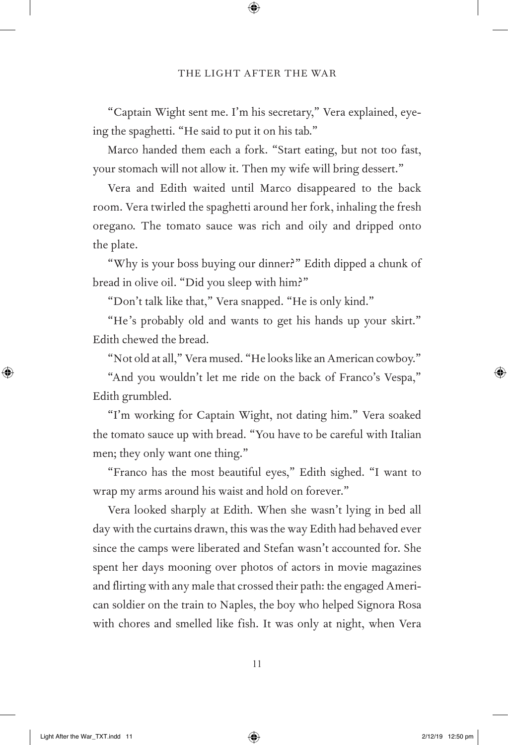"Captain Wight sent me. I'm his secretary," Vera explained, eyeing the spaghetti. "He said to put it on his tab."

Marco handed them each a fork. "Start eating, but not too fast, your stomach will not allow it. Then my wife will bring dessert."

Vera and Edith waited until Marco disappeared to the back room. Vera twirled the spaghetti around her fork, inhaling the fresh oregano. The tomato sauce was rich and oily and dripped onto the plate.

"Why is your boss buying our dinner?" Edith dipped a chunk of bread in olive oil. "Did you sleep with him?"

"Don't talk like that," Vera snapped. "He is only kind."

"He's probably old and wants to get his hands up your skirt." Edith chewed the bread.

"Not old at all," Vera mused. "He looks like an American cowboy."

"And you wouldn't let me ride on the back of Franco's Vespa," Edith grumbled.

"I'm working for Captain Wight, not dating him." Vera soaked the tomato sauce up with bread. "You have to be careful with Italian men; they only want one thing."

"Franco has the most beautiful eyes," Edith sighed. "I want to wrap my arms around his waist and hold on forever."

Vera looked sharply at Edith. When she wasn't lying in bed all day with the curtains drawn, this was the way Edith had behaved ever since the camps were liberated and Stefan wasn't accounted for. She spent her days mooning over photos of actors in movie magazines and flirting with any male that crossed their path: the engaged American soldier on the train to Naples, the boy who helped Signora Rosa with chores and smelled like fish. It was only at night, when Vera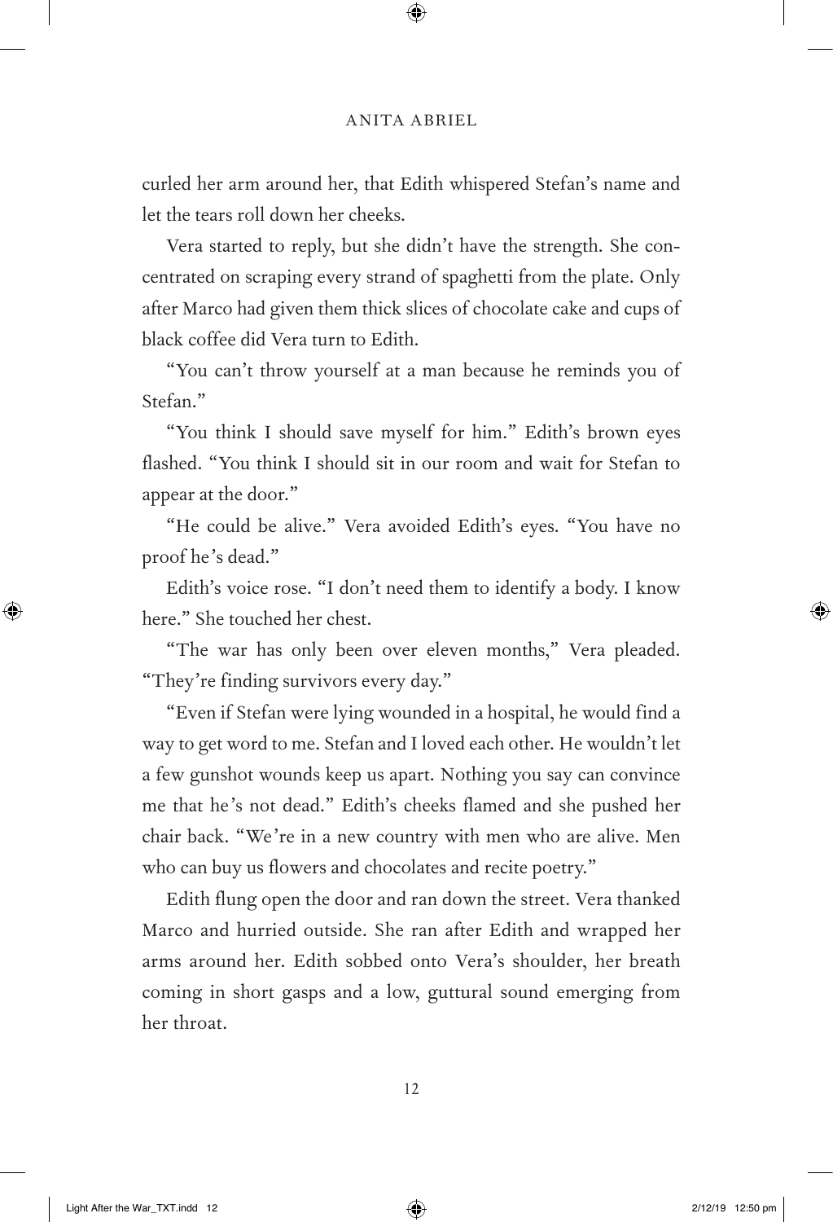curled her arm around her, that Edith whispered Stefan's name and let the tears roll down her cheeks.

Vera started to reply, but she didn't have the strength. She concentrated on scraping every strand of spaghetti from the plate. Only after Marco had given them thick slices of chocolate cake and cups of black coffee did Vera turn to Edith.

"You can't throw yourself at a man because he reminds you of Stefan."

"You think I should save myself for him." Edith's brown eyes flashed. "You think I should sit in our room and wait for Stefan to appear at the door."

"He could be alive." Vera avoided Edith's eyes. "You have no proof he's dead."

Edith's voice rose. "I don't need them to identify a body. I know here." She touched her chest.

"The war has only been over eleven months," Vera pleaded. "They're finding survivors every day."

"Even if Stefan were lying wounded in a hospital, he would find a way to get word to me. Stefan and I loved each other. He wouldn't let a few gunshot wounds keep us apart. Nothing you say can convince me that he's not dead." Edith's cheeks flamed and she pushed her chair back. "We're in a new country with men who are alive. Men who can buy us flowers and chocolates and recite poetry."

Edith flung open the door and ran down the street. Vera thanked Marco and hurried outside. She ran after Edith and wrapped her arms around her. Edith sobbed onto Vera's shoulder, her breath coming in short gasps and a low, guttural sound emerging from her throat.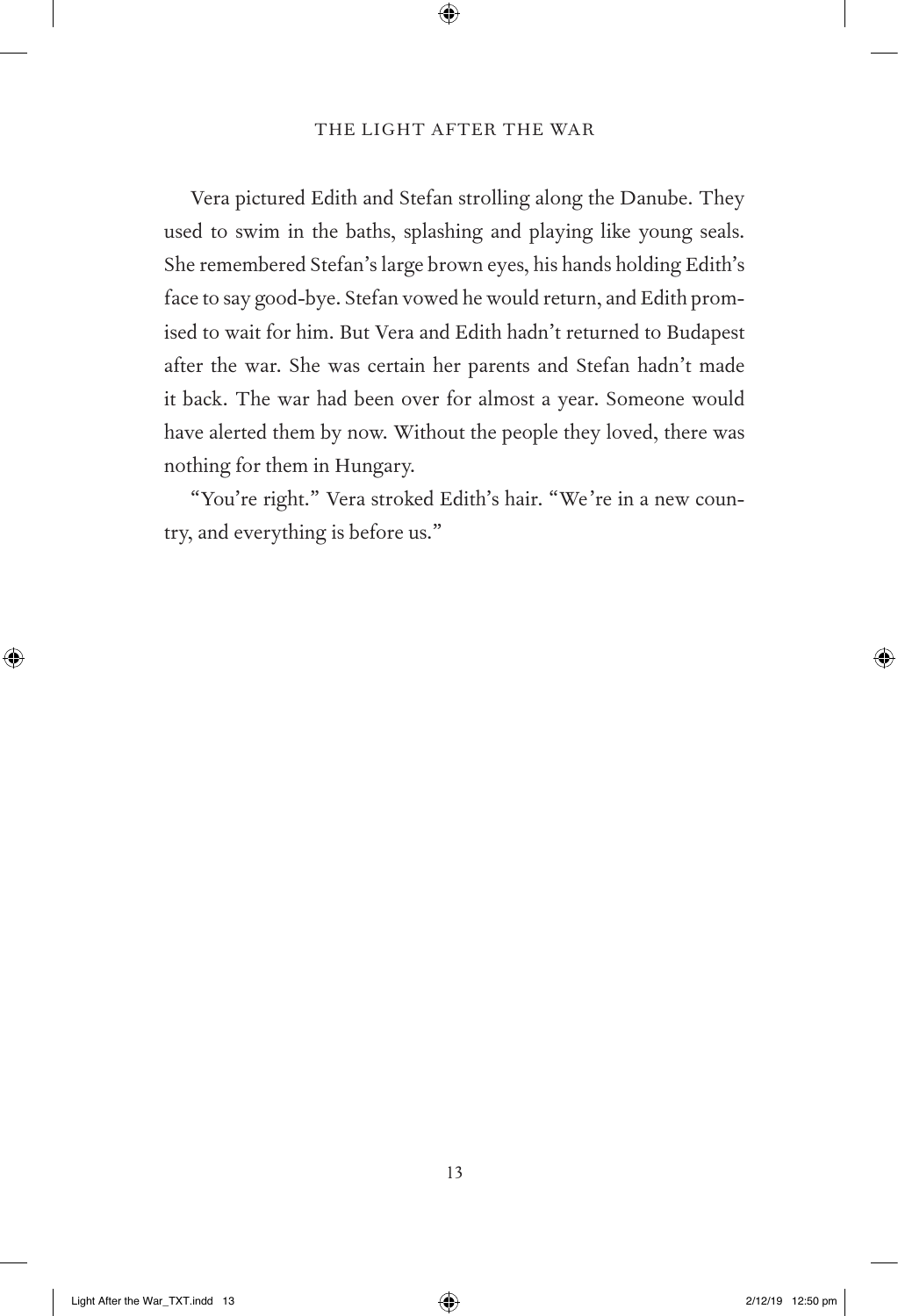Vera pictured Edith and Stefan strolling along the Danube. They used to swim in the baths, splashing and playing like young seals. She remembered Stefan's large brown eyes, his hands holding Edith's face to say good-bye. Stefan vowed he would return, and Edith promised to wait for him. But Vera and Edith hadn't returned to Budapest after the war. She was certain her parents and Stefan hadn't made it back. The war had been over for almost a year. Someone would have alerted them by now. Without the people they loved, there was nothing for them in Hungary.

"You're right." Vera stroked Edith's hair. "We're in a new country, and everything is before us."